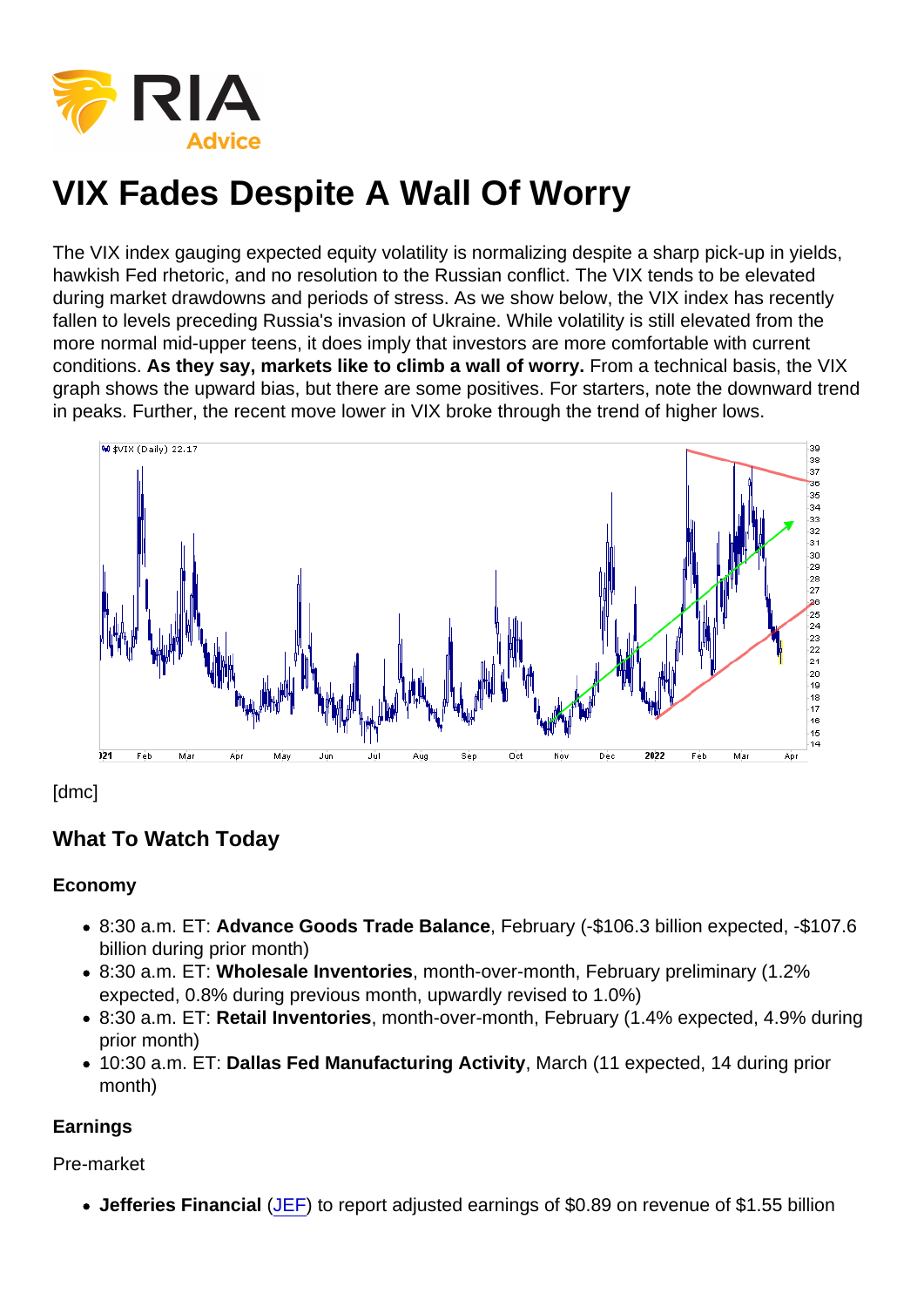# VIX Fades Despite A Wall Of Worry

The VIX index gauging expected equity volatility is normalizing despite a sharp pick-up in yields, hawkish Fed rhetoric, and no resolution to the Russian conflict. The VIX tends to be elevated during market drawdowns and periods of stress. As we show below, the VIX index has recently fallen to levels preceding Russia's invasion of Ukraine. While volatility is still elevated from the more normal mid-upper teens, it does imply that investors are more comfortable with current conditions. **As they say, markets like to climb a wall of worry.** From a technical basis, the VIX graph shows the upward bias, but there are some positives. For starters, note the downward trend in peaks. Further, the recent move lower in VIX broke through the trend of higher lows.

[dmc]

## What To Watch Today

### Economy

- 8:30 a.m. ET: **Advance Goods Trade Balance**, February (-$106.3 billion expected, -$107.6 billion during prior month)
- 8:30 a.m. ET: **Wholesale Inventories**, month-over-month, February preliminary (1.2% expected, 0.8% during previous month, upwardly revised to 1.0%)
- 8:30 a.m. ET: **Retail Inventories**, month-over-month, February (1.4% expected, 4.9% during prior month)
- 10:30 a.m. ET: **Dallas Fed Manufacturing Activity**, March (11 expected, 14 during prior month)

### Earnings

Pre-market

- **Jefferies Financial** (JEF) to report adjusted earnings of $0.89 on revenue of $1.55 billion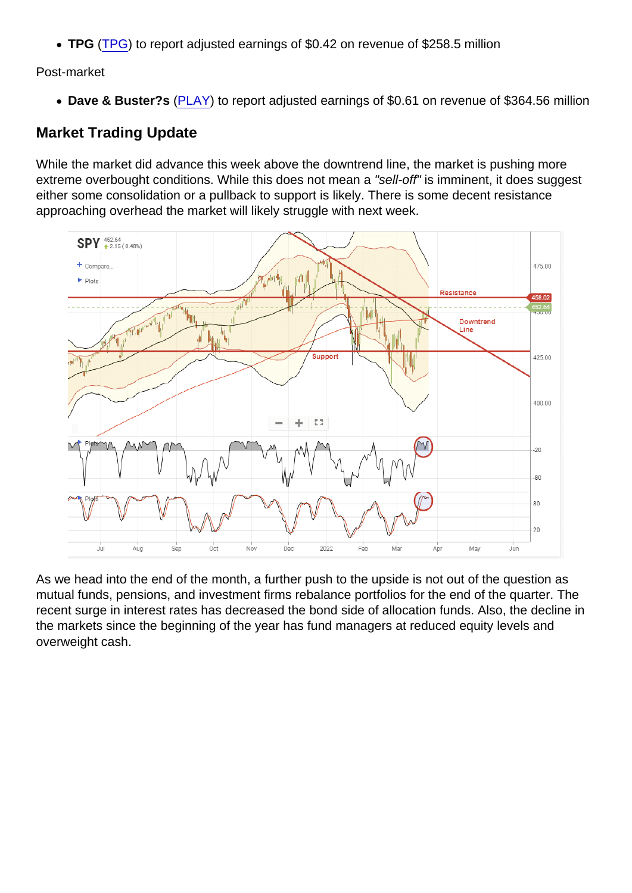- **TPG** (TPG) to report adjusted earnings of $0.42 on revenue of $258.5 million

Post-market

- **Dave & Buster?s** (PLAY) to report adjusted earnings of $0.61 on revenue of $364.56 million

### Market Trading Update

While the market did advance this week above the downtrend line, the market is pushing more extreme overbought conditions. While this does not mean a *"sell-off"* is imminent, it does suggest either some consolidation or a pullback to support is likely. There is some decent resistance approaching overhead the market will likely struggle with next week.

As we head into the end of the month, a further push to the upside is not out of the question as mutual funds, pensions, and investment firms rebalance portfolios for the end of the quarter. The recent surge in interest rates has decreased the bond side of allocation funds. Also, the decline in the markets since the beginning of the year has fund managers at reduced equity levels and overweight cash.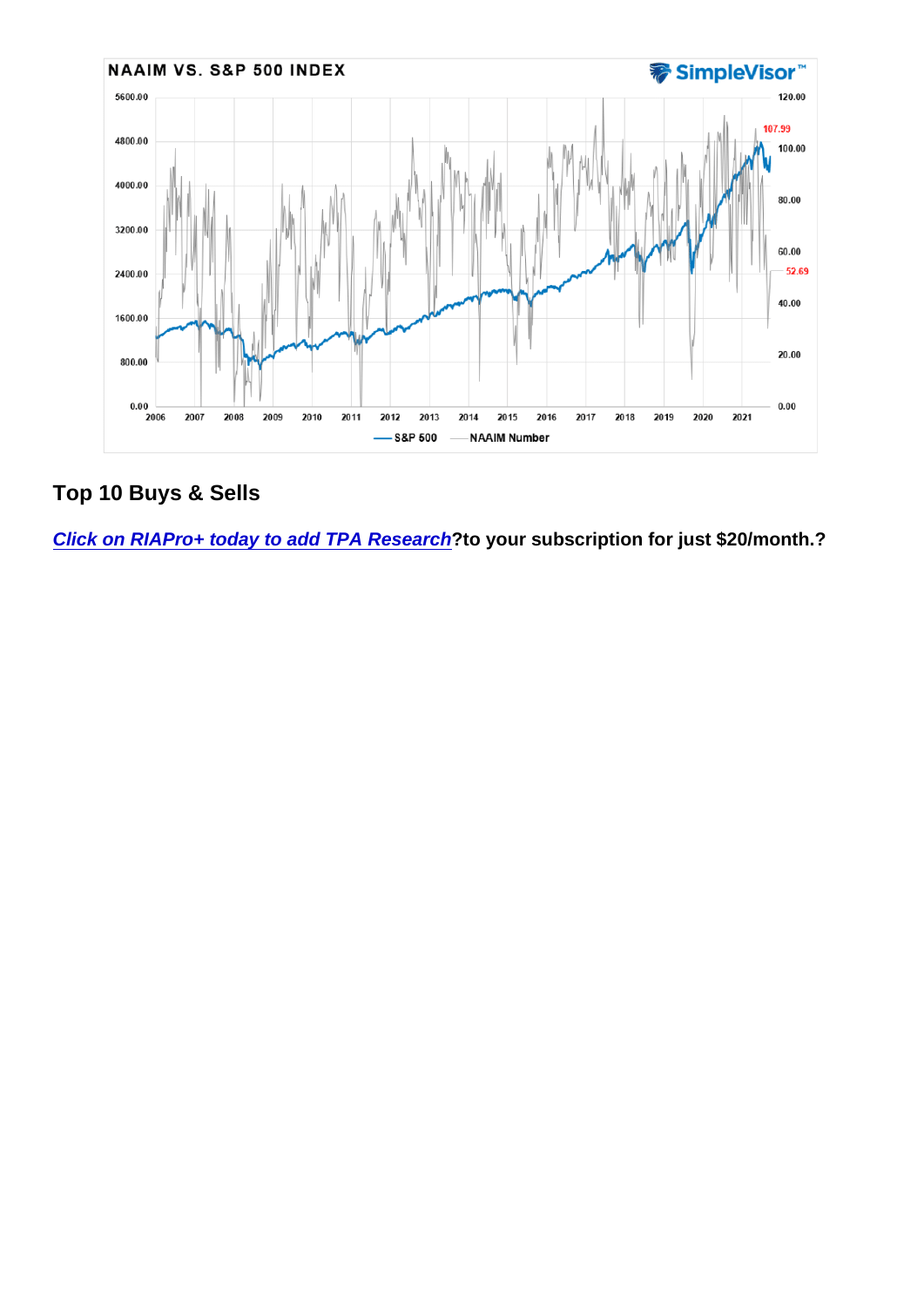## Top 10 Buys & Sells

**[Click on RIAPro+ today to add TPA Research](Click on RIAPro+ today to add TPA Research)?to your subscription for just $20/month.?**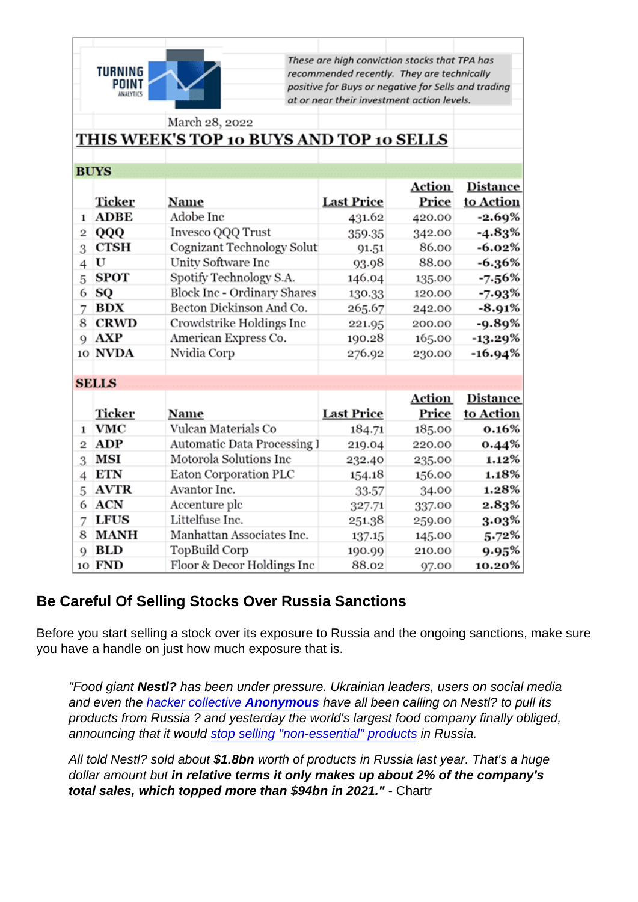TURNING POINT ANALYTICS

*These are high conviction stocks that TPA has recommended recently. They are technically positive for Buys or negative for Sells and trading at or near their investment action levels.*

March 28, 2022

## THIS WEEK'S TOP 10 BUYS AND TOP 10 SELLS

**BUYS**

| | Ticker | Name | Last Price | Action Price | Distance to Action |
|---|---|---|---|---|---|
| 1 | ADBE | Adobe Inc | 431.62 | 420.00 | -2.69% |
| 2 | QQQ | Invesco QQQ Trust | 359.35 | 342.00 | -4.83% |
| 3 | CTSH | Cognizant Technology Solut | 91.51 | 86.00 | -6.02% |
| 4 | U | Unity Software Inc | 93.98 | 88.00 | -6.36% |
| 5 | SPOT | Spotify Technology S.A. | 146.04 | 135.00 | -7.56% |
| 6 | SQ | Block Inc - Ordinary Shares | 130.33 | 120.00 | -7.93% |
| 7 | BDX | Becton Dickinson And Co. | 265.67 | 242.00 | -8.91% |
| 8 | CRWD | Crowdstrike Holdings Inc | 221.95 | 200.00 | -9.89% |
| 9 | AXP | American Express Co. | 190.28 | 165.00 | -13.29% |
| 10 | NVDA | Nvidia Corp | 276.92 | 230.00 | -16.94% |

**SELLS**

| | Ticker | Name | Last Price | Action Price | Distance to Action |
|---|---|---|---|---|---|
| 1 | VMC | Vulcan Materials Co | 184.71 | 185.00 | 0.16% |
| 2 | ADP | Automatic Data Processing I | 219.04 | 220.00 | 0.44% |
| 3 | MSI | Motorola Solutions Inc | 232.40 | 235.00 | 1.12% |
| 4 | ETN | Eaton Corporation PLC | 154.18 | 156.00 | 1.18% |
| 5 | AVTR | Avantor Inc. | 33.57 | 34.00 | 1.28% |
| 6 | ACN | Accenture plc | 327.71 | 337.00 | 2.83% |
| 7 | LFUS | Littelfuse Inc. | 251.38 | 259.00 | 3.03% |
| 8 | MANH | Manhattan Associates Inc. | 137.15 | 145.00 | 5.72% |
| 9 | BLD | TopBuild Corp | 190.99 | 210.00 | 9.95% |
| 10 | FND | Floor & Decor Holdings Inc | 88.02 | 97.00 | 10.20% |

## Be Careful Of Selling Stocks Over Russia Sanctions

Before you start selling a stock over its exposure to Russia and the ongoing sanctions, make sure you have a handle on just how much exposure that is.

> *"Food giant **Nestl?** has been under pressure. Ukrainian leaders, users on social media and even the hacker collective **Anonymous** have all been calling on Nestl? to pull its products from Russia ? and yesterday the world's largest food company finally obliged, announcing that it would stop selling "non-essential" products in Russia.*
>
> *All told Nestl? sold about **$1.8bn** worth of products in Russia last year. That's a huge dollar amount but **in relative terms it only makes up about 2% of the company's total sales, which topped more than $94bn in 2021."*** - Chartr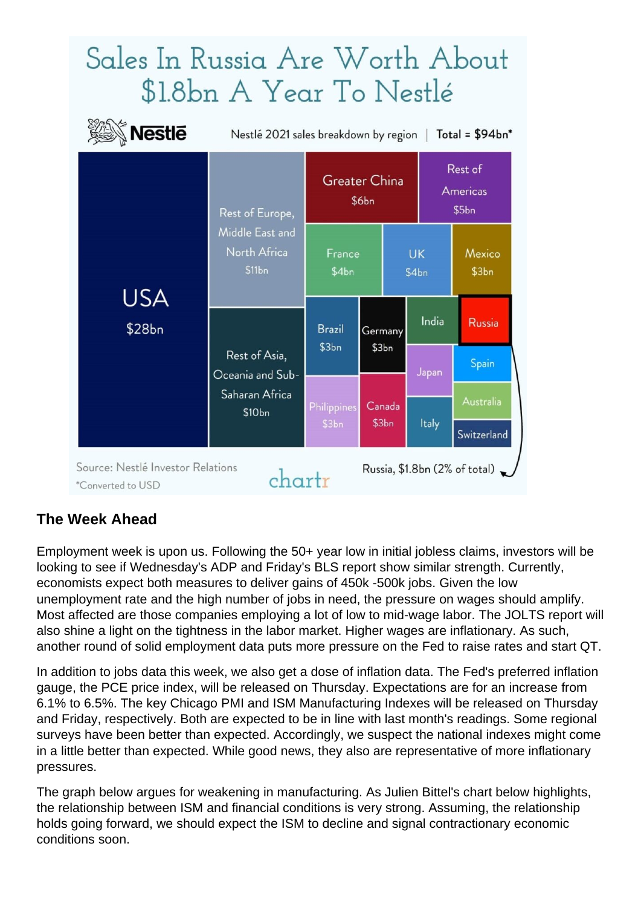## The Week Ahead

Employment week is upon us. Following the 50+ year low in initial jobless claims, investors will be looking to see if Wednesday's ADP and Friday's BLS report show similar strength. Currently, economists expect both measures to deliver gains of 450k -500k jobs. Given the low unemployment rate and the high number of jobs in need, the pressure on wages should amplify. Most affected are those companies employing a lot of low to mid-wage labor. The JOLTS report will also shine a light on the tightness in the labor market. Higher wages are inflationary. As such, another round of solid employment data puts more pressure on the Fed to raise rates and start QT.

In addition to jobs data this week, we also get a dose of inflation data. The Fed's preferred inflation gauge, the PCE price index, will be released on Thursday. Expectations are for an increase from 6.1% to 6.5%. The key Chicago PMI and ISM Manufacturing Indexes will be released on Thursday and Friday, respectively. Both are expected to be in line with last month's readings. Some regional surveys have been better than expected. Accordingly, we suspect the national indexes might come in a little better than expected. While good news, they also are representative of more inflationary pressures.

The graph below argues for weakening in manufacturing. As Julien Bittel's chart below highlights, the relationship between ISM and financial conditions is very strong. Assuming, the relationship holds going forward, we should expect the ISM to decline and signal contractionary economic conditions soon.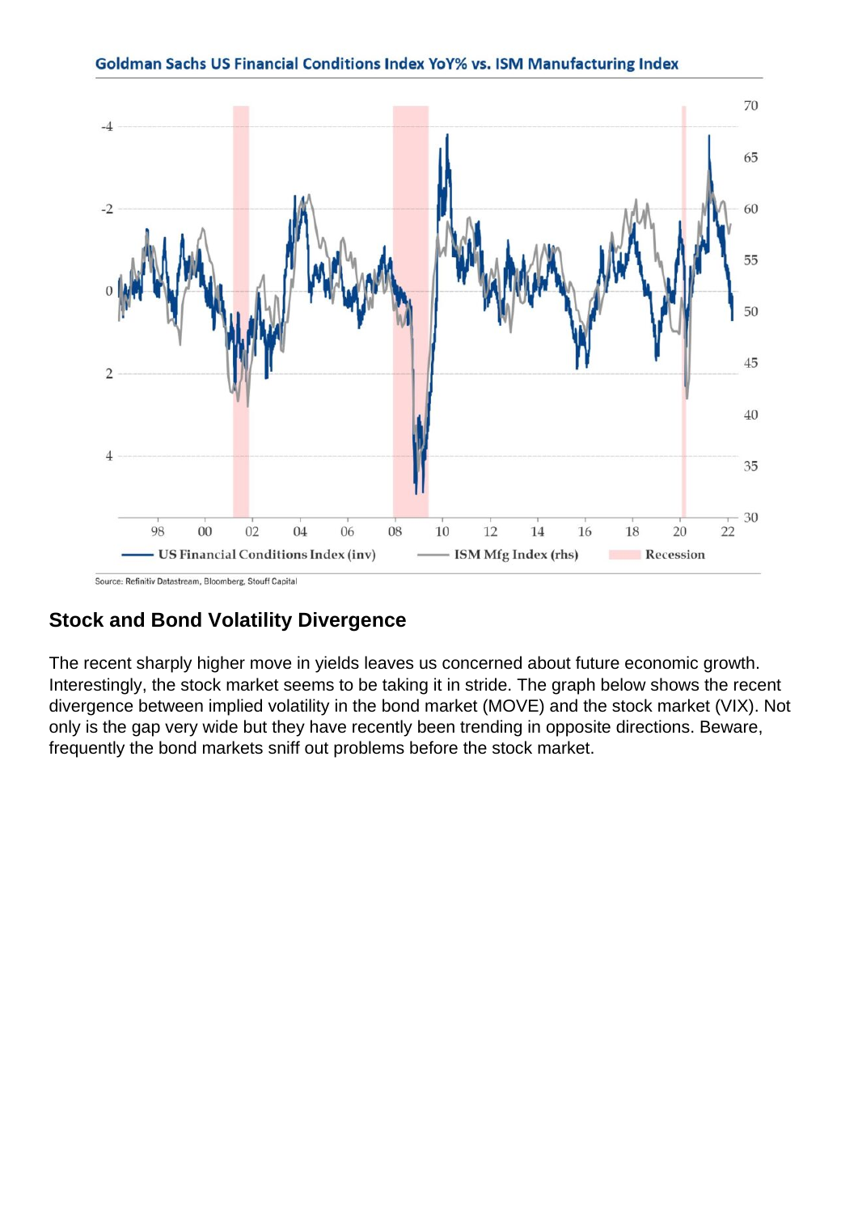Goldman Sachs US Financial Conditions Index YoY% vs. ISM Manufacturing Index

Source: Refinitiv Datastream, Bloomberg, Stouff Capital

## Stock and Bond Volatility Divergence

The recent sharply higher move in yields leaves us concerned about future economic growth. Interestingly, the stock market seems to be taking it in stride. The graph below shows the recent divergence between implied volatility in the bond market (MOVE) and the stock market (VIX). Not only is the gap very wide but they have recently been trending in opposite directions. Beware, frequently the bond markets sniff out problems before the stock market.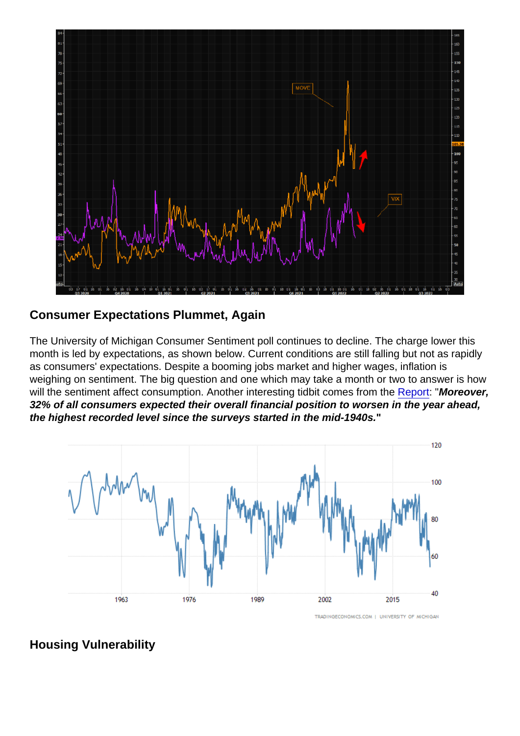## Consumer Expectations Plummet, Again

The University of Michigan Consumer Sentiment poll continues to decline. The charge lower this month is led by expectations, as shown below. Current conditions are still falling but not as rapidly as consumers' expectations. Despite a booming jobs market and higher wages, inflation is weighing on sentiment. The big question and one which may take a month or two to answer is how will the sentiment affect consumption. Another interesting tidbit comes from the Report: "***Moreover, 32% of all consumers expected their overall financial position to worsen in the year ahead, the highest recorded level since the surveys started in the mid-1940s.***"

## Housing Vulnerability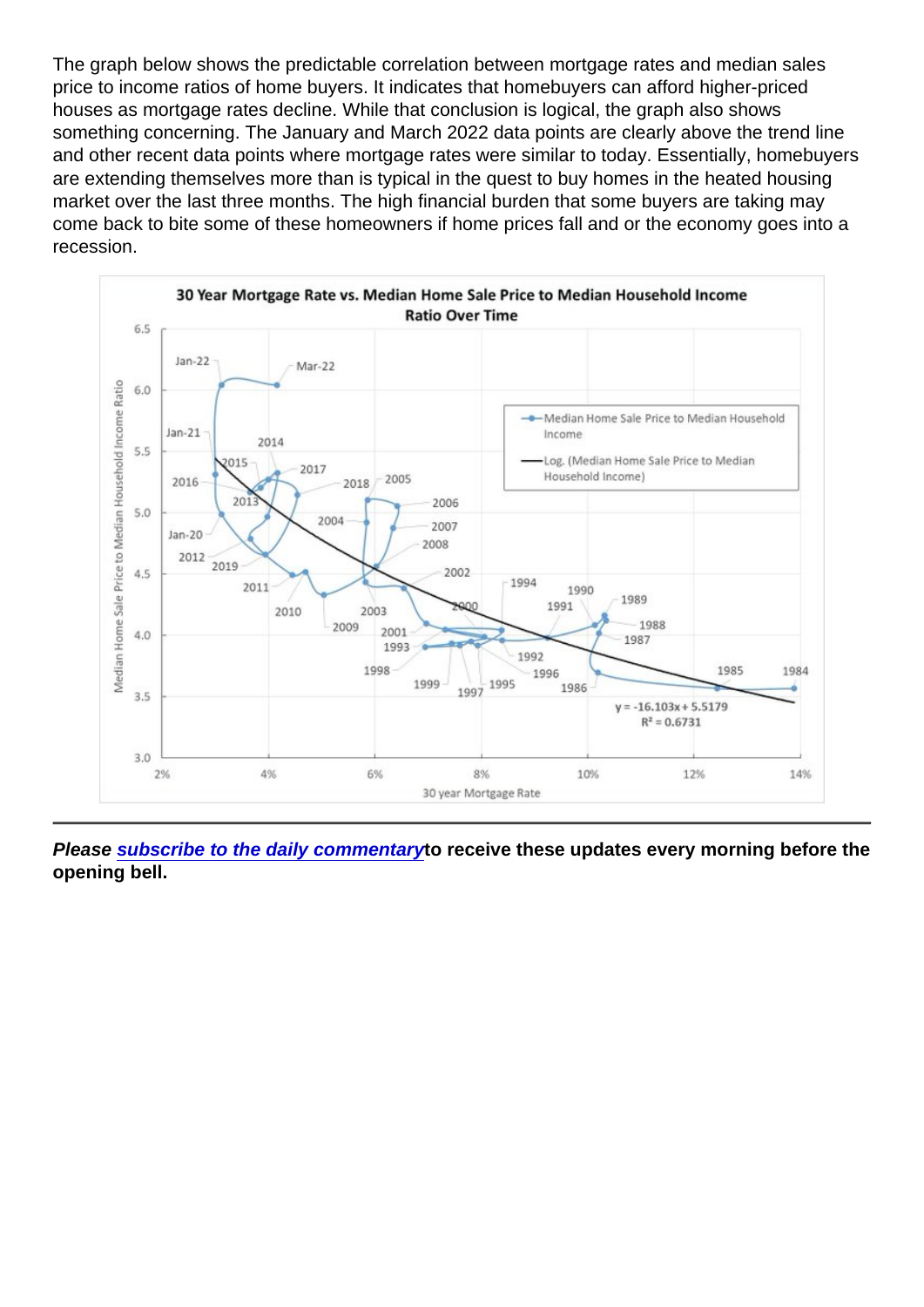The graph below shows the predictable correlation between mortgage rates and median sales price to income ratios of home buyers. It indicates that homebuyers can afford higher-priced houses as mortgage rates decline. While that conclusion is logical, the graph also shows something concerning. The January and March 2022 data points are clearly above the trend line and other recent data points where mortgage rates were similar to today. Essentially, homebuyers are extending themselves more than is typical in the quest to buy homes in the heated housing market over the last three months. The high financial burden that some buyers are taking may come back to bite some of these homeowners if home prices fall and or the economy goes into a recession.

30 Year Mortgage Rate vs. Median Home Sale Price to Median Household Income Ratio Over Time

Median Home Sale Price to Median Household Income Ratio

30 year Mortgage Rate

Median Home Sale Price to Median Household Income

Log. (Median Home Sale Price to Median Household Income)

$y = -16.103x + 5.5179$

$R^2 = 0.6731$

6.5, 6.0, 5.5, 5.0, 4.5, 4.0, 3.5, 3.0

2%, 4%, 6%, 8%, 10%, 12%, 14%

Jan-22, Mar-22, Jan-21, 2014, 2015, 2017, 2016, 2018, 2005, 2013, 2006, 2004, Jan-20, 2007, 2008, 2012, 2019, 2002, 2011, 1994, 1990, 1991, 1989, 2000, 2010, 2003, 2009, 2001, 1988, 1987, 1993, 1992, 1998, 1996, 1985, 1984, 1999, 1995, 1997, 1986

---

***Please [subscribe to the daily commentary](#)*** **to receive these updates every morning before the opening bell.**